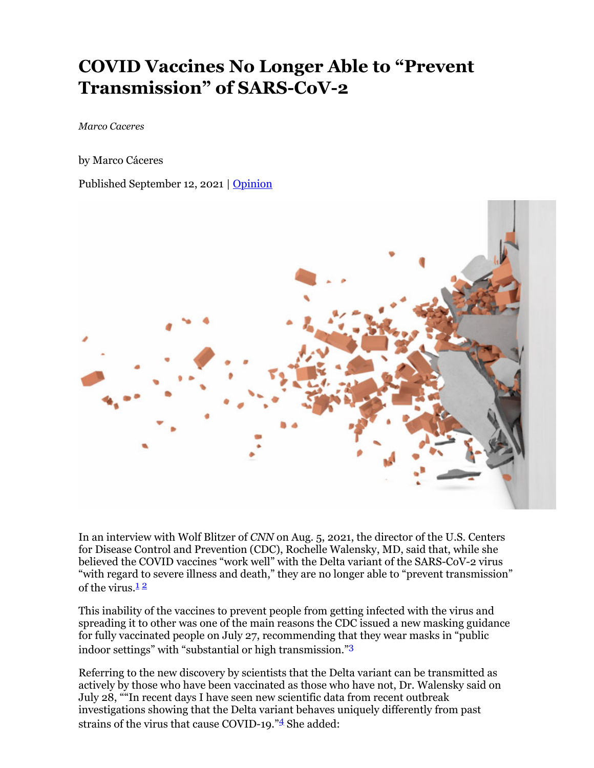# COVID Vaccines No Longer Able to "Prevent Transmission" of SARS-CoV-2

*Marco Caceres*

by Marco Cáceres

Published September 12, 2021 | Opinion

In an interview with Wolf Blitzer of *CNN* on Aug. 5, 2021, the director of the U.S. Centers for Disease Control and Prevention (CDC), Rochelle Walensky, MD, said that, while she believed the COVID vaccines "work well" with the Delta variant of the SARS-CoV-2 virus "with regard to severe illness and death," they are no longer able to "prevent transmission" of the virus.[1] [2]

This inability of the vaccines to prevent people from getting infected with the virus and spreading it to other was one of the main reasons the CDC issued a new masking guidance for fully vaccinated people on July 27, recommending that they wear masks in "public indoor settings" with "substantial or high transmission."[3]

Referring to the new discovery by scientists that the Delta variant can be transmitted as actively by those who have been vaccinated as those who have not, Dr. Walensky said on July 28, ""In recent days I have seen new scientific data from recent outbreak investigations showing that the Delta variant behaves uniquely differently from past strains of the virus that cause COVID-19."[4] She added: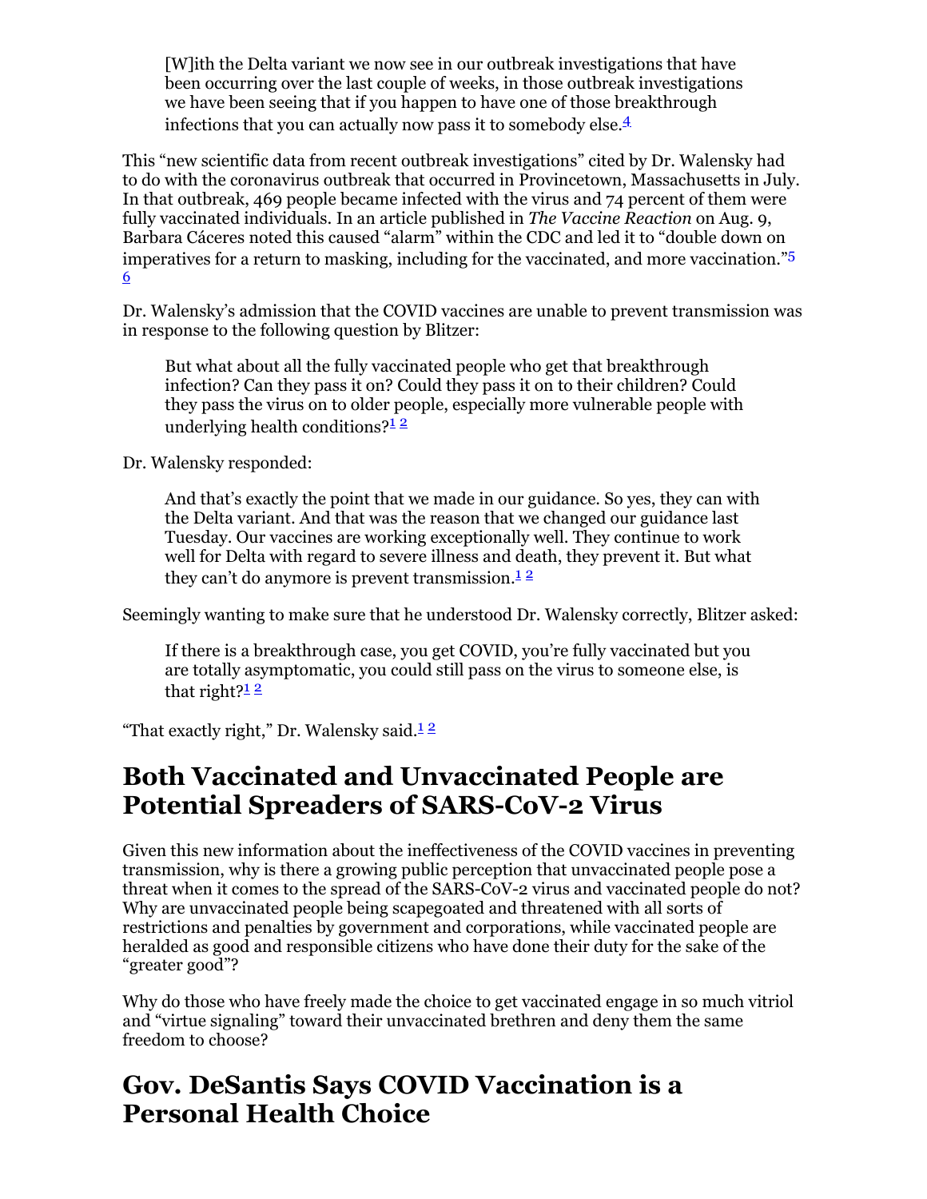> [W]ith the Delta variant we now see in our outbreak investigations that have been occurring over the last couple of weeks, in those outbreak investigations we have been seeing that if you happen to have one of those breakthrough infections that you can actually now pass it to somebody else.[4]

This "new scientific data from recent outbreak investigations" cited by Dr. Walensky had to do with the coronavirus outbreak that occurred in Provincetown, Massachusetts in July. In that outbreak, 469 people became infected with the virus and 74 percent of them were fully vaccinated individuals. In an article published in *The Vaccine Reaction* on Aug. 9, Barbara Cáceres noted this caused "alarm" within the CDC and led it to "double down on imperatives for a return to masking, including for the vaccinated, and more vaccination."[5] [6]

Dr. Walensky's admission that the COVID vaccines are unable to prevent transmission was in response to the following question by Blitzer:

> But what about all the fully vaccinated people who get that breakthrough infection? Can they pass it on? Could they pass it on to their children? Could they pass the virus on to older people, especially more vulnerable people with underlying health conditions?[1] [2]

Dr. Walensky responded:

> And that's exactly the point that we made in our guidance. So yes, they can with the Delta variant. And that was the reason that we changed our guidance last Tuesday. Our vaccines are working exceptionally well. They continue to work well for Delta with regard to severe illness and death, they prevent it. But what they can't do anymore is prevent transmission.[1] [2]

Seemingly wanting to make sure that he understood Dr. Walensky correctly, Blitzer asked:

> If there is a breakthrough case, you get COVID, you're fully vaccinated but you are totally asymptomatic, you could still pass on the virus to someone else, is that right?[1] [2]

"That exactly right," Dr. Walensky said.[1] [2]

## Both Vaccinated and Unvaccinated People are Potential Spreaders of SARS-CoV-2 Virus

Given this new information about the ineffectiveness of the COVID vaccines in preventing transmission, why is there a growing public perception that unvaccinated people pose a threat when it comes to the spread of the SARS-CoV-2 virus and vaccinated people do not? Why are unvaccinated people being scapegoated and threatened with all sorts of restrictions and penalties by government and corporations, while vaccinated people are heralded as good and responsible citizens who have done their duty for the sake of the "greater good"?

Why do those who have freely made the choice to get vaccinated engage in so much vitriol and "virtue signaling" toward their unvaccinated brethren and deny them the same freedom to choose?

## Gov. DeSantis Says COVID Vaccination is a Personal Health Choice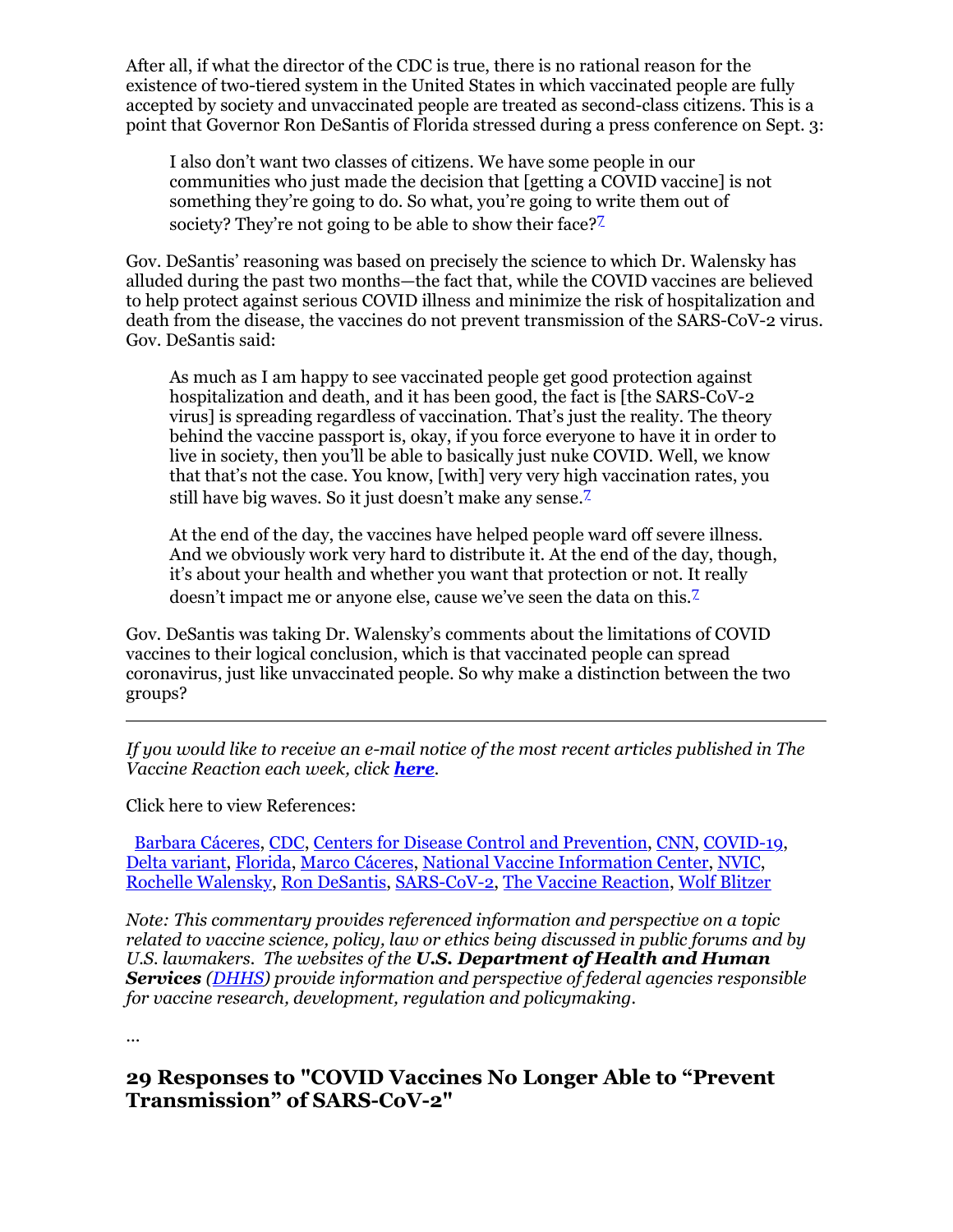After all, if what the director of the CDC is true, there is no rational reason for the existence of two-tiered system in the United States in which vaccinated people are fully accepted by society and unvaccinated people are treated as second-class citizens. This is a point that Governor Ron DeSantis of Florida stressed during a press conference on Sept. 3:

> I also don't want two classes of citizens. We have some people in our communities who just made the decision that [getting a COVID vaccine] is not something they're going to do. So what, you're going to write them out of society? They're not going to be able to show their face?[7]

Gov. DeSantis' reasoning was based on precisely the science to which Dr. Walensky has alluded during the past two months—the fact that, while the COVID vaccines are believed to help protect against serious COVID illness and minimize the risk of hospitalization and death from the disease, the vaccines do not prevent transmission of the SARS-CoV-2 virus. Gov. DeSantis said:

> As much as I am happy to see vaccinated people get good protection against hospitalization and death, and it has been good, the fact is [the SARS-CoV-2 virus] is spreading regardless of vaccination. That's just the reality. The theory behind the vaccine passport is, okay, if you force everyone to have it in order to live in society, then you'll be able to basically just nuke COVID. Well, we know that that's not the case. You know, [with] very very high vaccination rates, you still have big waves. So it just doesn't make any sense.[7]
>
> At the end of the day, the vaccines have helped people ward off severe illness. And we obviously work very hard to distribute it. At the end of the day, though, it's about your health and whether you want that protection or not. It really doesn't impact me or anyone else, cause we've seen the data on this.[7]

Gov. DeSantis was taking Dr. Walensky's comments about the limitations of COVID vaccines to their logical conclusion, which is that vaccinated people can spread coronavirus, just like unvaccinated people. So why make a distinction between the two groups?

---

*If you would like to receive an e-mail notice of the most recent articles published in The Vaccine Reaction each week, click **here**.*

Click here to view References:

Barbara Cáceres, CDC, Centers for Disease Control and Prevention, CNN, COVID-19, Delta variant, Florida, Marco Cáceres, National Vaccine Information Center, NVIC, Rochelle Walensky, Ron DeSantis, SARS-CoV-2, The Vaccine Reaction, Wolf Blitzer

*Note: This commentary provides referenced information and perspective on a topic related to vaccine science, policy, law or ethics being discussed in public forums and by U.S. lawmakers. The websites of the **U.S. Department of Health and Human Services** (DHHS) provide information and perspective of federal agencies responsible for vaccine research, development, regulation and policymaking.*

...

## 29 Responses to "COVID Vaccines No Longer Able to "Prevent Transmission" of SARS-CoV-2"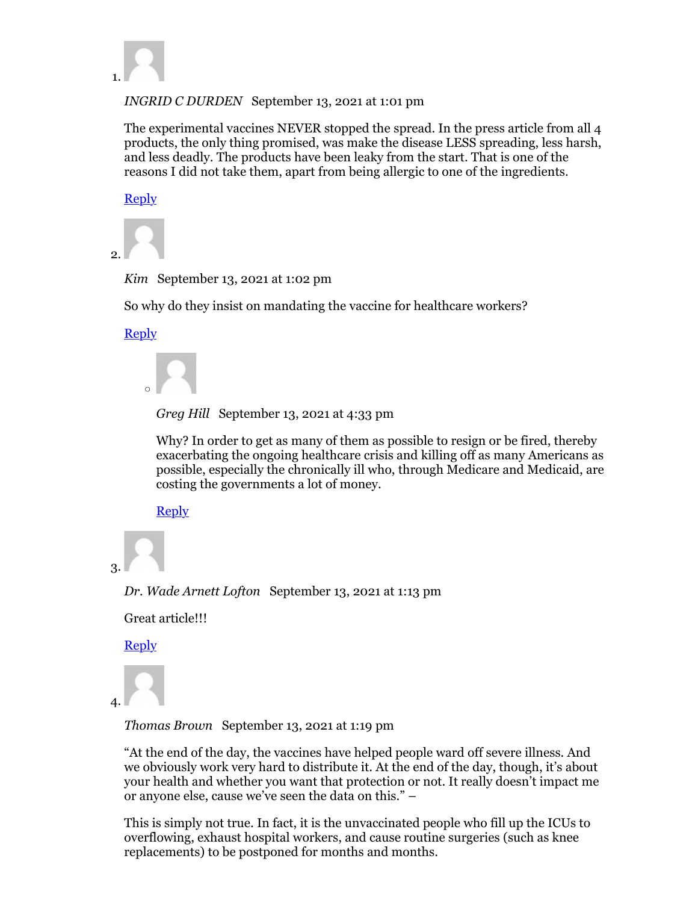1. *INGRID C DURDEN* September 13, 2021 at 1:01 pm

   The experimental vaccines NEVER stopped the spread. In the press article from all 4 products, the only thing promised, was make the disease LESS spreading, less harsh, and less deadly. The products have been leaky from the start. That is one of the reasons I did not take them, apart from being allergic to one of the ingredients.

   Reply

2. *Kim* September 13, 2021 at 1:02 pm

   So why do they insist on mandating the vaccine for healthcare workers?

   Reply

   - *Greg Hill* September 13, 2021 at 4:33 pm

     Why? In order to get as many of them as possible to resign or be fired, thereby exacerbating the ongoing healthcare crisis and killing off as many Americans as possible, especially the chronically ill who, through Medicare and Medicaid, are costing the governments a lot of money.

     Reply

3. *Dr. Wade Arnett Lofton* September 13, 2021 at 1:13 pm

   Great article!!!

   Reply

4. *Thomas Brown* September 13, 2021 at 1:19 pm

   "At the end of the day, the vaccines have helped people ward off severe illness. And we obviously work very hard to distribute it. At the end of the day, though, it's about your health and whether you want that protection or not. It really doesn't impact me or anyone else, cause we've seen the data on this." –

   This is simply not true. In fact, it is the unvaccinated people who fill up the ICUs to overflowing, exhaust hospital workers, and cause routine surgeries (such as knee replacements) to be postponed for months and months.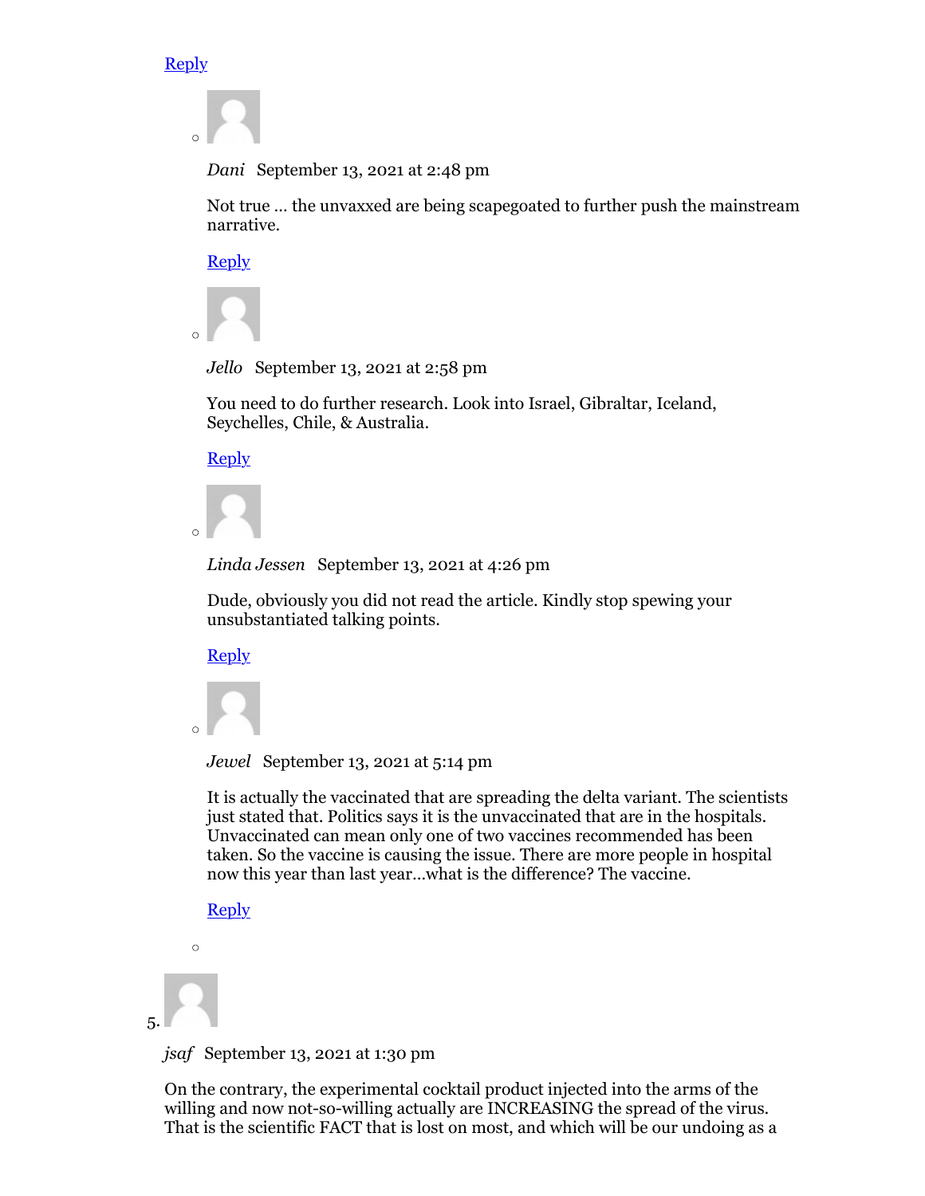Reply

- *Dani* September 13, 2021 at 2:48 pm

  Not true … the unvaxxed are being scapegoated to further push the mainstream narrative.

  Reply

- *Jello* September 13, 2021 at 2:58 pm

  You need to do further research. Look into Israel, Gibraltar, Iceland, Seychelles, Chile, & Australia.

  Reply

- *Linda Jessen* September 13, 2021 at 4:26 pm

  Dude, obviously you did not read the article. Kindly stop spewing your unsubstantiated talking points.

  Reply

- *Jewel* September 13, 2021 at 5:14 pm

  It is actually the vaccinated that are spreading the delta variant. The scientists just stated that. Politics says it is the unvaccinated that are in the hospitals. Unvaccinated can mean only one of two vaccines recommended has been taken. So the vaccine is causing the issue. There are more people in hospital now this year than last year…what is the difference? The vaccine.

  Reply

5. *jsaf* September 13, 2021 at 1:30 pm

   On the contrary, the experimental cocktail product injected into the arms of the willing and now not-so-willing actually are INCREASING the spread of the virus. That is the scientific FACT that is lost on most, and which will be our undoing as a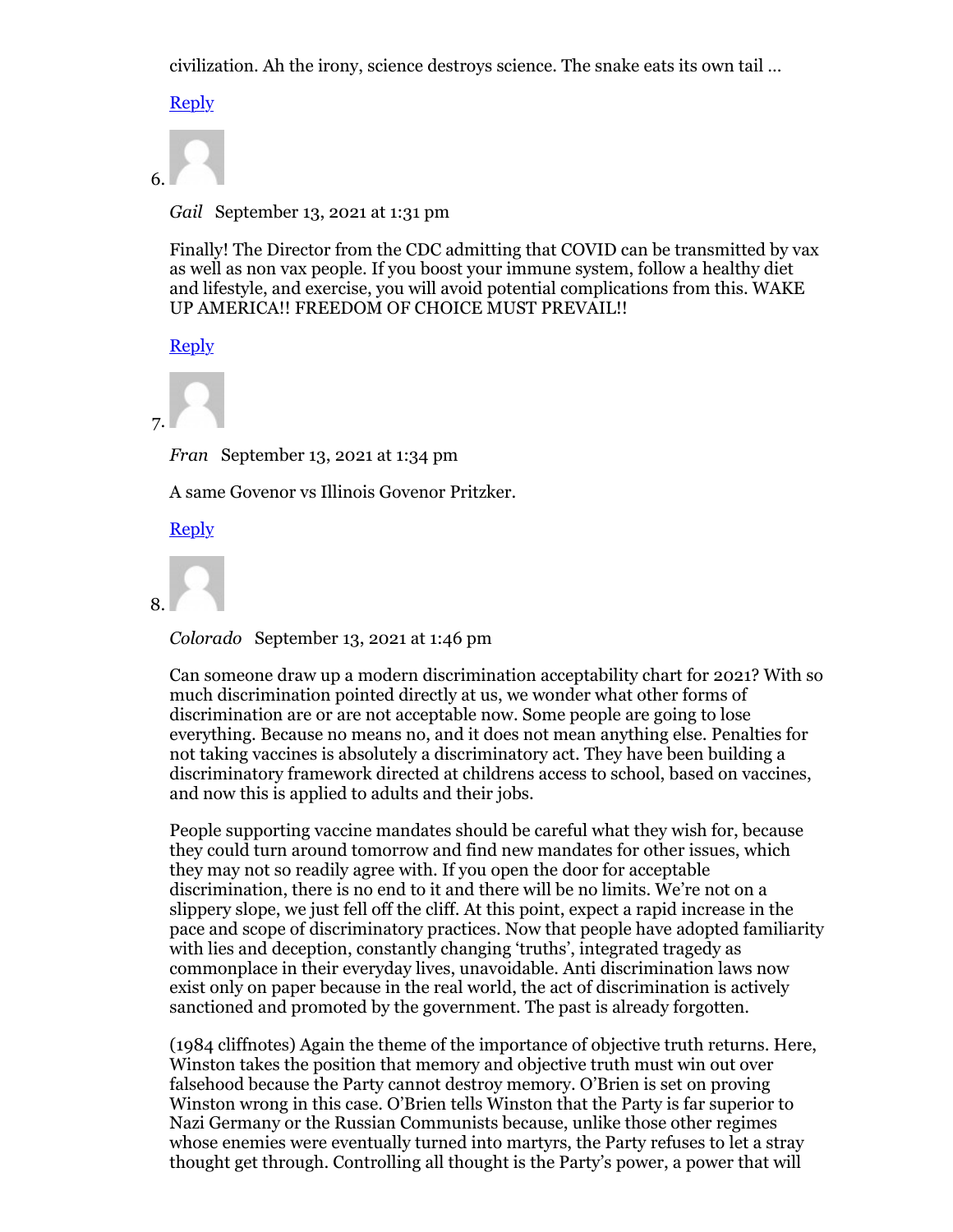civilization. Ah the irony, science destroys science. The snake eats its own tail …

Reply

6. *Gail* September 13, 2021 at 1:31 pm

   Finally! The Director from the CDC admitting that COVID can be transmitted by vax as well as non vax people. If you boost your immune system, follow a healthy diet and lifestyle, and exercise, you will avoid potential complications from this. WAKE UP AMERICA!! FREEDOM OF CHOICE MUST PREVAIL!!

   Reply

7. *Fran* September 13, 2021 at 1:34 pm

   A same Govenor vs Illinois Govenor Pritzker.

   Reply

8. *Colorado* September 13, 2021 at 1:46 pm

   Can someone draw up a modern discrimination acceptability chart for 2021? With so much discrimination pointed directly at us, we wonder what other forms of discrimination are or are not acceptable now. Some people are going to lose everything. Because no means no, and it does not mean anything else. Penalties for not taking vaccines is absolutely a discriminatory act. They have been building a discriminatory framework directed at childrens access to school, based on vaccines, and now this is applied to adults and their jobs.

   People supporting vaccine mandates should be careful what they wish for, because they could turn around tomorrow and find new mandates for other issues, which they may not so readily agree with. If you open the door for acceptable discrimination, there is no end to it and there will be no limits. We're not on a slippery slope, we just fell off the cliff. At this point, expect a rapid increase in the pace and scope of discriminatory practices. Now that people have adopted familiarity with lies and deception, constantly changing 'truths', integrated tragedy as commonplace in their everyday lives, unavoidable. Anti discrimination laws now exist only on paper because in the real world, the act of discrimination is actively sanctioned and promoted by the government. The past is already forgotten.

   (1984 cliffnotes) Again the theme of the importance of objective truth returns. Here, Winston takes the position that memory and objective truth must win out over falsehood because the Party cannot destroy memory. O'Brien is set on proving Winston wrong in this case. O'Brien tells Winston that the Party is far superior to Nazi Germany or the Russian Communists because, unlike those other regimes whose enemies were eventually turned into martyrs, the Party refuses to let a stray thought get through. Controlling all thought is the Party's power, a power that will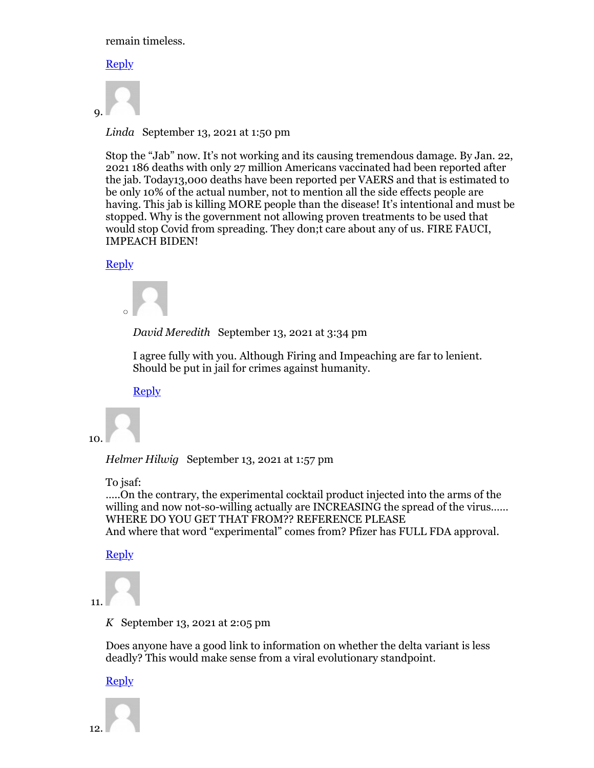remain timeless.

Reply

9. *Linda* September 13, 2021 at 1:50 pm

Stop the "Jab" now. It's not working and its causing tremendous damage. By Jan. 22, 2021 186 deaths with only 27 million Americans vaccinated had been reported after the jab. Today13,000 deaths have been reported per VAERS and that is estimated to be only 10% of the actual number, not to mention all the side effects people are having. This jab is killing MORE people than the disease! It's intentional and must be stopped. Why is the government not allowing proven treatments to be used that would stop Covid from spreading. They don;t care about any of us. FIRE FAUCI, IMPEACH BIDEN!

Reply

   - *David Meredith* September 13, 2021 at 3:34 pm

     I agree fully with you. Although Firing and Impeaching are far to lenient. Should be put in jail for crimes against humanity.

     Reply

10. *Helmer Hilwig* September 13, 2021 at 1:57 pm

To jsaf:
.....On the contrary, the experimental cocktail product injected into the arms of the willing and now not-so-willing actually are INCREASING the spread of the virus......
WHERE DO YOU GET THAT FROM?? REFERENCE PLEASE
And where that word "experimental" comes from? Pfizer has FULL FDA approval.

Reply

11. *K* September 13, 2021 at 2:05 pm

Does anyone have a good link to information on whether the delta variant is less deadly? This would make sense from a viral evolutionary standpoint.

Reply

12.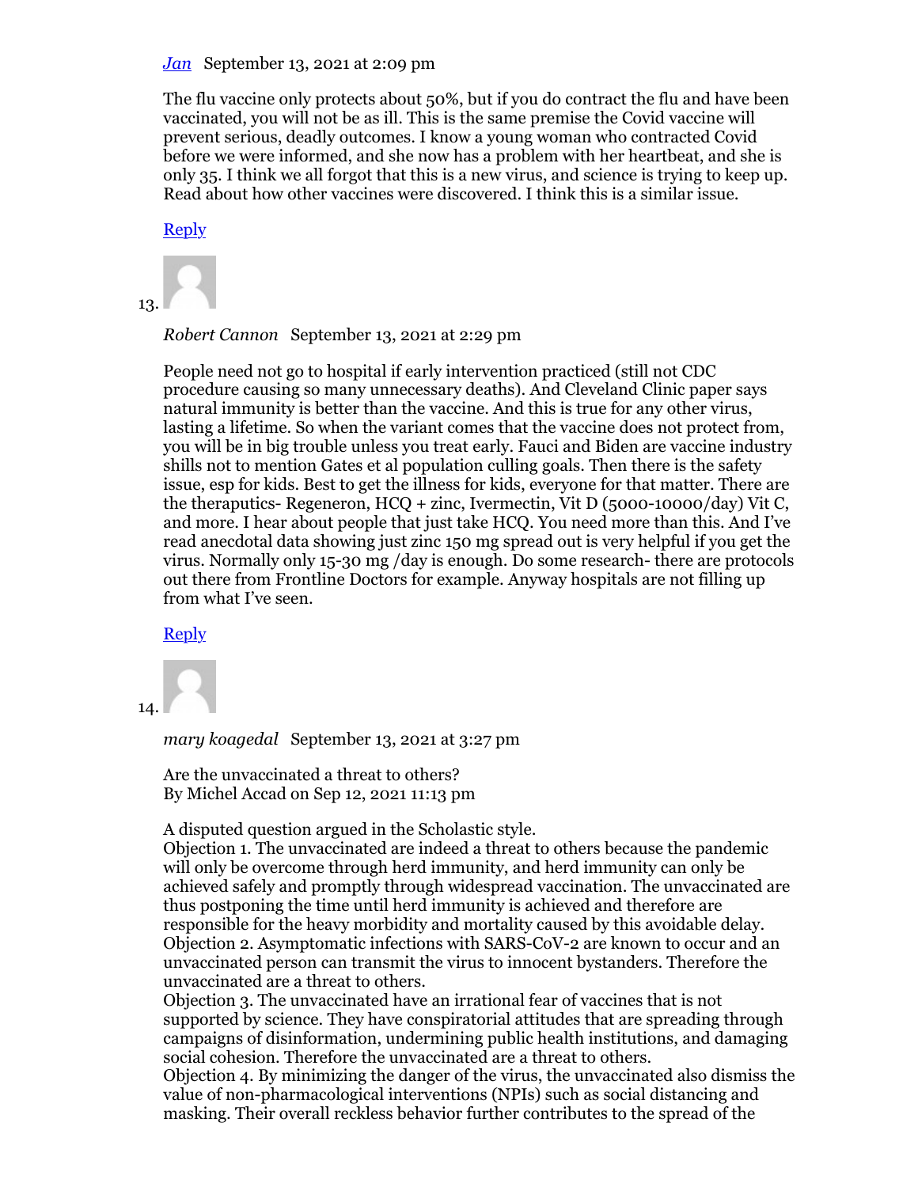[Jan](#) September 13, 2021 at 2:09 pm

The flu vaccine only protects about 50%, but if you do contract the flu and have been vaccinated, you will not be as ill. This is the same premise the Covid vaccine will prevent serious, deadly outcomes. I know a young woman who contracted Covid before we were informed, and she now has a problem with her heartbeat, and she is only 35. I think we all forgot that this is a new virus, and science is trying to keep up. Read about how other vaccines were discovered. I think this is a similar issue.

[Reply](#)

13. *Robert Cannon* September 13, 2021 at 2:29 pm

People need not go to hospital if early intervention practiced (still not CDC procedure causing so many unnecessary deaths). And Cleveland Clinic paper says natural immunity is better than the vaccine. And this is true for any other virus, lasting a lifetime. So when the variant comes that the vaccine does not protect from, you will be in big trouble unless you treat early. Fauci and Biden are vaccine industry shills not to mention Gates et al population culling goals. Then there is the safety issue, esp for kids. Best to get the illness for kids, everyone for that matter. There are the theraputics- Regeneron, HCQ + zinc, Ivermectin, Vit D (5000-10000/day) Vit C, and more. I hear about people that just take HCQ. You need more than this. And I've read anecdotal data showing just zinc 150 mg spread out is very helpful if you get the virus. Normally only 15-30 mg /day is enough. Do some research- there are protocols out there from Frontline Doctors for example. Anyway hospitals are not filling up from what I've seen.

[Reply](#)

14. *mary koagedal* September 13, 2021 at 3:27 pm

Are the unvaccinated a threat to others?
By Michel Accad on Sep 12, 2021 11:13 pm

A disputed question argued in the Scholastic style.
Objection 1. The unvaccinated are indeed a threat to others because the pandemic will only be overcome through herd immunity, and herd immunity can only be achieved safely and promptly through widespread vaccination. The unvaccinated are thus postponing the time until herd immunity is achieved and therefore are responsible for the heavy morbidity and mortality caused by this avoidable delay.
Objection 2. Asymptomatic infections with SARS-CoV-2 are known to occur and an unvaccinated person can transmit the virus to innocent bystanders. Therefore the unvaccinated are a threat to others.
Objection 3. The unvaccinated have an irrational fear of vaccines that is not supported by science. They have conspiratorial attitudes that are spreading through campaigns of disinformation, undermining public health institutions, and damaging social cohesion. Therefore the unvaccinated are a threat to others.
Objection 4. By minimizing the danger of the virus, the unvaccinated also dismiss the value of non-pharmacological interventions (NPIs) such as social distancing and masking. Their overall reckless behavior further contributes to the spread of the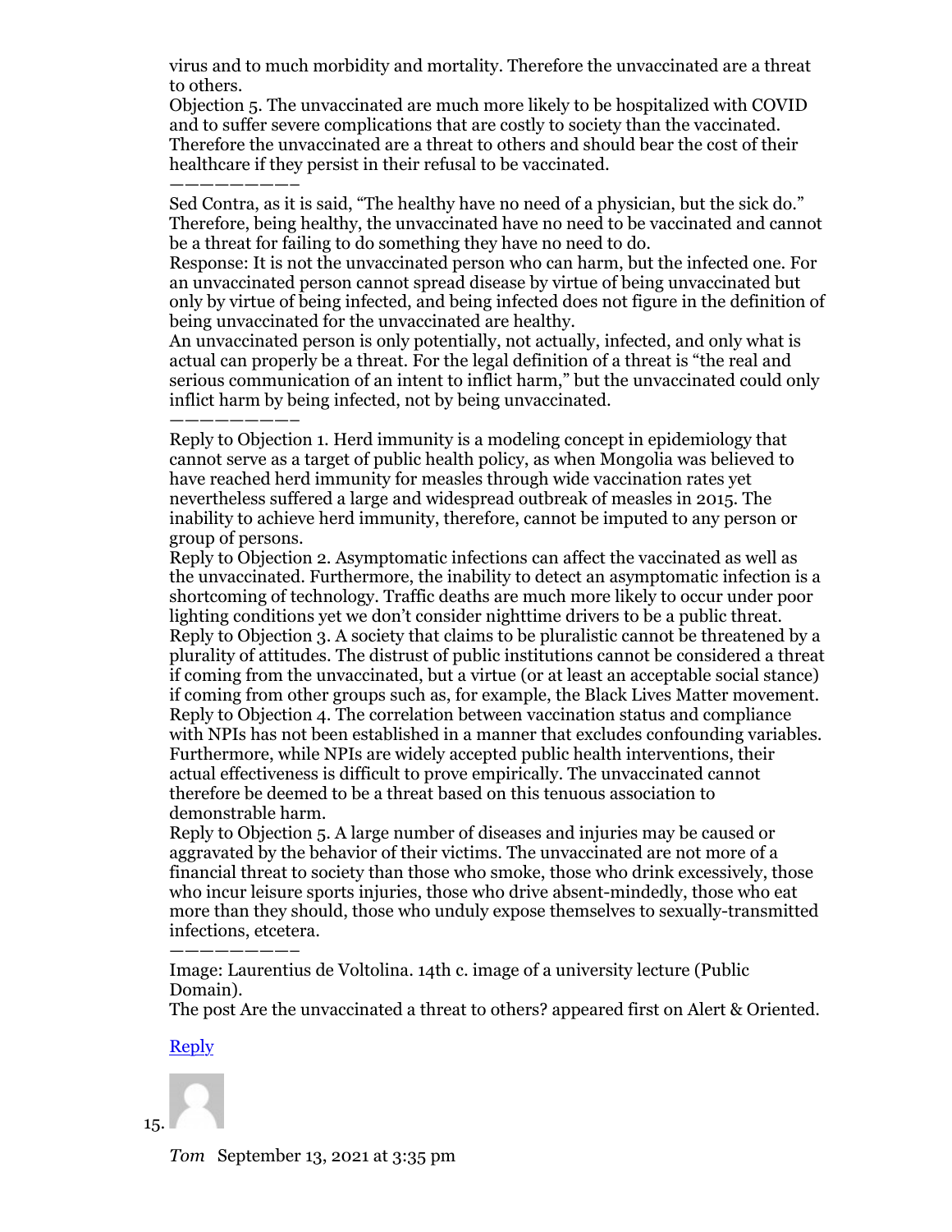virus and to much morbidity and mortality. Therefore the unvaccinated are a threat to others.

Objection 5. The unvaccinated are much more likely to be hospitalized with COVID and to suffer severe complications that are costly to society than the vaccinated. Therefore the unvaccinated are a threat to others and should bear the cost of their healthcare if they persist in their refusal to be vaccinated.

——————————

Sed Contra, as it is said, "The healthy have no need of a physician, but the sick do." Therefore, being healthy, the unvaccinated have no need to be vaccinated and cannot be a threat for failing to do something they have no need to do.

Response: It is not the unvaccinated person who can harm, but the infected one. For an unvaccinated person cannot spread disease by virtue of being unvaccinated but only by virtue of being infected, and being infected does not figure in the definition of being unvaccinated for the unvaccinated are healthy.

An unvaccinated person is only potentially, not actually, infected, and only what is actual can properly be a threat. For the legal definition of a threat is "the real and serious communication of an intent to inflict harm," but the unvaccinated could only inflict harm by being infected, not by being unvaccinated.

——————————

Reply to Objection 1. Herd immunity is a modeling concept in epidemiology that cannot serve as a target of public health policy, as when Mongolia was believed to have reached herd immunity for measles through wide vaccination rates yet nevertheless suffered a large and widespread outbreak of measles in 2015. The inability to achieve herd immunity, therefore, cannot be imputed to any person or group of persons.

Reply to Objection 2. Asymptomatic infections can affect the vaccinated as well as the unvaccinated. Furthermore, the inability to detect an asymptomatic infection is a shortcoming of technology. Traffic deaths are much more likely to occur under poor lighting conditions yet we don't consider nighttime drivers to be a public threat.

Reply to Objection 3. A society that claims to be pluralistic cannot be threatened by a plurality of attitudes. The distrust of public institutions cannot be considered a threat if coming from the unvaccinated, but a virtue (or at least an acceptable social stance) if coming from other groups such as, for example, the Black Lives Matter movement.

Reply to Objection 4. The correlation between vaccination status and compliance with NPIs has not been established in a manner that excludes confounding variables. Furthermore, while NPIs are widely accepted public health interventions, their actual effectiveness is difficult to prove empirically. The unvaccinated cannot therefore be deemed to be a threat based on this tenuous association to demonstrable harm.

Reply to Objection 5. A large number of diseases and injuries may be caused or aggravated by the behavior of their victims. The unvaccinated are not more of a financial threat to society than those who smoke, those who drink excessively, those who incur leisure sports injuries, those who drive absent-mindedly, those who eat more than they should, those who unduly expose themselves to sexually-transmitted infections, etcetera.

——————————

Image: Laurentius de Voltolina. 14th c. image of a university lecture (Public Domain).

The post Are the unvaccinated a threat to others? appeared first on Alert & Oriented.

[Reply]()

15.

*Tom* September 13, 2021 at 3:35 pm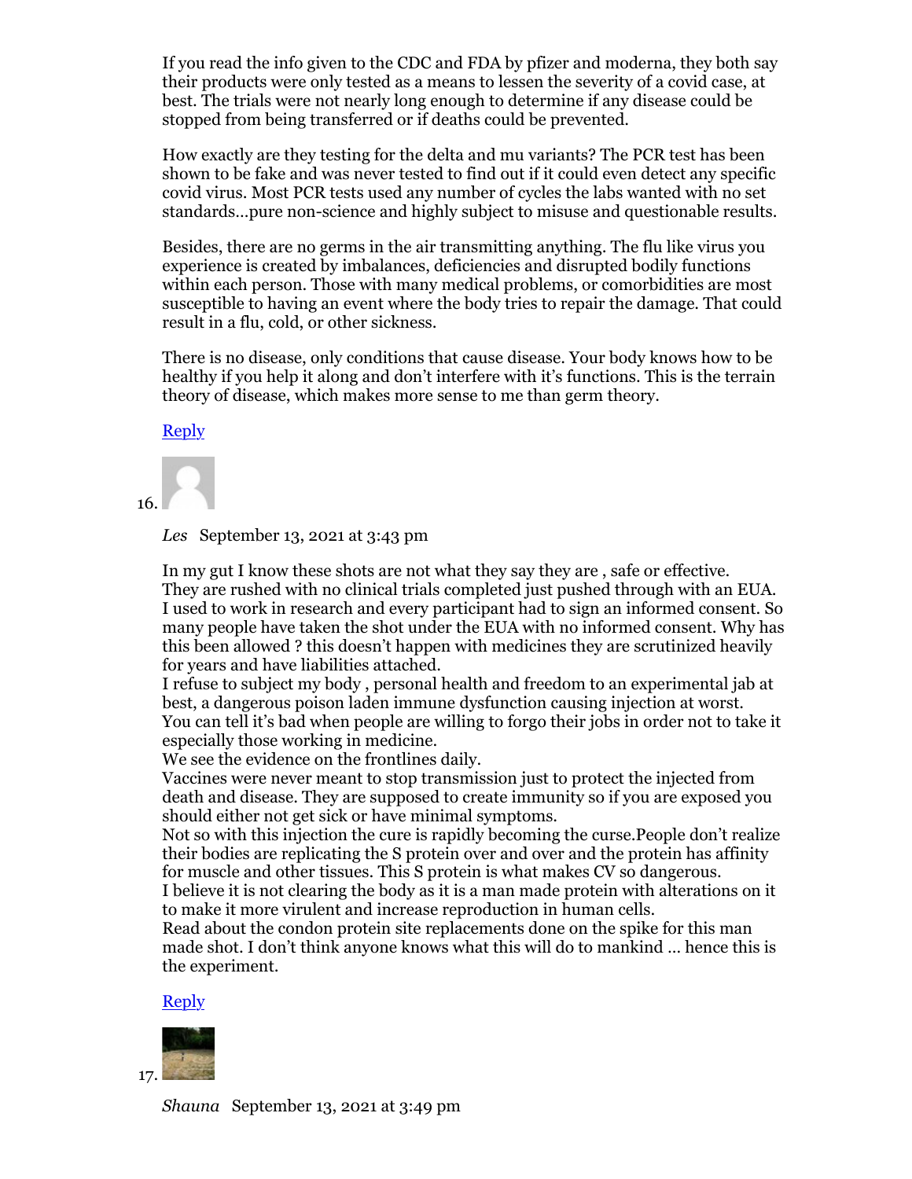If you read the info given to the CDC and FDA by pfizer and moderna, they both say their products were only tested as a means to lessen the severity of a covid case, at best. The trials were not nearly long enough to determine if any disease could be stopped from being transferred or if deaths could be prevented.

How exactly are they testing for the delta and mu variants? The PCR test has been shown to be fake and was never tested to find out if it could even detect any specific covid virus. Most PCR tests used any number of cycles the labs wanted with no set standards…pure non-science and highly subject to misuse and questionable results.

Besides, there are no germs in the air transmitting anything. The flu like virus you experience is created by imbalances, deficiencies and disrupted bodily functions within each person. Those with many medical problems, or comorbidities are most susceptible to having an event where the body tries to repair the damage. That could result in a flu, cold, or other sickness.

There is no disease, only conditions that cause disease. Your body knows how to be healthy if you help it along and don't interfere with it's functions. This is the terrain theory of disease, which makes more sense to me than germ theory.

Reply

16.

*Les* September 13, 2021 at 3:43 pm

In my gut I know these shots are not what they say they are , safe or effective.
They are rushed with no clinical trials completed just pushed through with an EUA.
I used to work in research and every participant had to sign an informed consent. So many people have taken the shot under the EUA with no informed consent. Why has this been allowed ? this doesn't happen with medicines they are scrutinized heavily for years and have liabilities attached.
I refuse to subject my body , personal health and freedom to an experimental jab at best, a dangerous poison laden immune dysfunction causing injection at worst.
You can tell it's bad when people are willing to forgo their jobs in order not to take it especially those working in medicine.
We see the evidence on the frontlines daily.
Vaccines were never meant to stop transmission just to protect the injected from death and disease. They are supposed to create immunity so if you are exposed you should either not get sick or have minimal symptoms.
Not so with this injection the cure is rapidly becoming the curse.People don't realize their bodies are replicating the S protein over and over and the protein has affinity for muscle and other tissues. This S protein is what makes CV so dangerous.
I believe it is not clearing the body as it is a man made protein with alterations on it to make it more virulent and increase reproduction in human cells.
Read about the condon protein site replacements done on the spike for this man made shot. I don't think anyone knows what this will do to mankind … hence this is the experiment.

Reply

17.

*Shauna* September 13, 2021 at 3:49 pm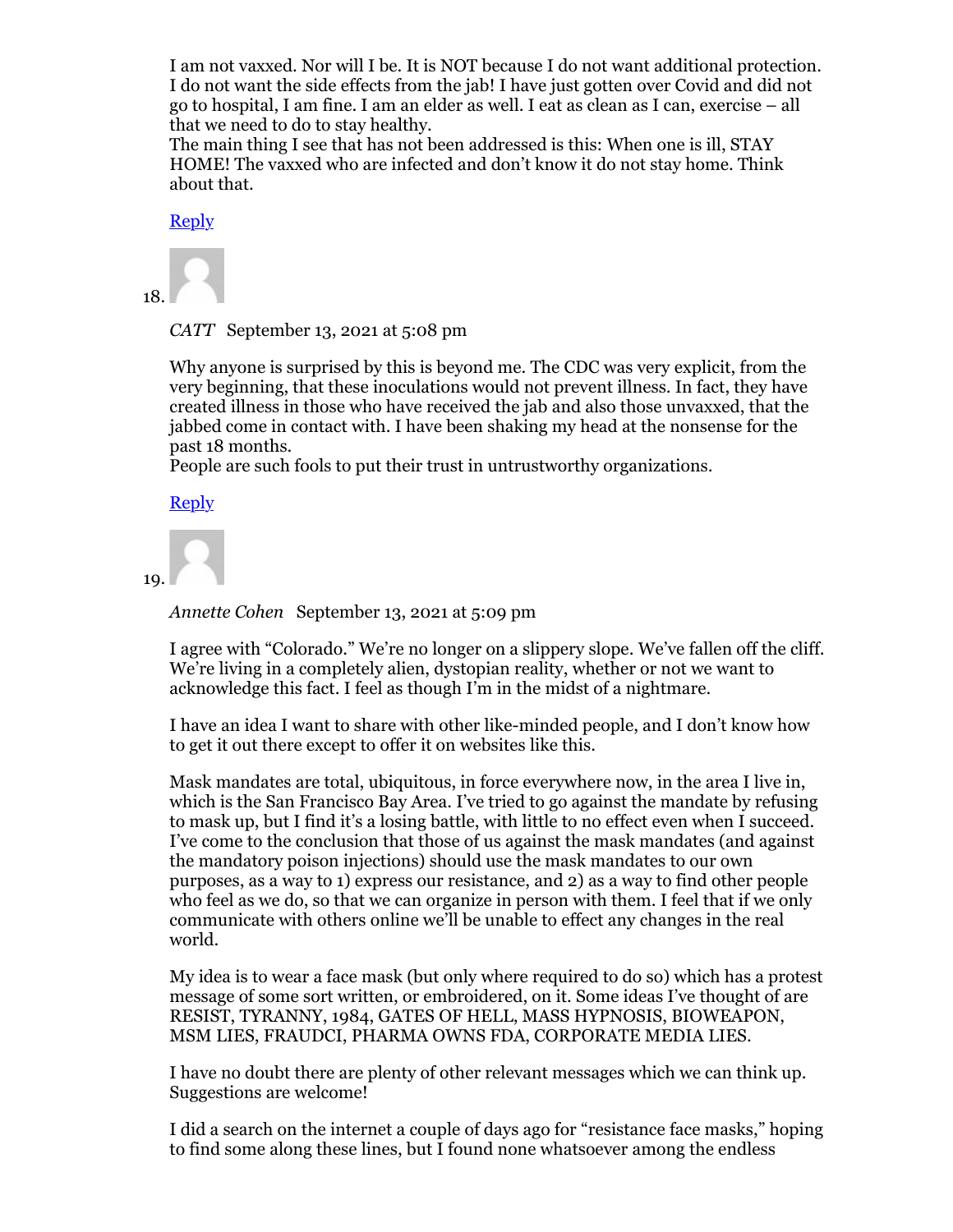I am not vaxxed. Nor will I be. It is NOT because I do not want additional protection. I do not want the side effects from the jab! I have just gotten over Covid and did not go to hospital, I am fine. I am an elder as well. I eat as clean as I can, exercise – all that we need to do to stay healthy.
The main thing I see that has not been addressed is this: When one is ill, STAY HOME! The vaxxed who are infected and don't know it do not stay home. Think about that.

Reply

18. *CATT* September 13, 2021 at 5:08 pm

Why anyone is surprised by this is beyond me. The CDC was very explicit, from the very beginning, that these inoculations would not prevent illness. In fact, they have created illness in those who have received the jab and also those unvaxxed, that the jabbed come in contact with. I have been shaking my head at the nonsense for the past 18 months.
People are such fools to put their trust in untrustworthy organizations.

Reply

19. *Annette Cohen* September 13, 2021 at 5:09 pm

I agree with "Colorado." We're no longer on a slippery slope. We've fallen off the cliff. We're living in a completely alien, dystopian reality, whether or not we want to acknowledge this fact. I feel as though I'm in the midst of a nightmare.

I have an idea I want to share with other like-minded people, and I don't know how to get it out there except to offer it on websites like this.

Mask mandates are total, ubiquitous, in force everywhere now, in the area I live in, which is the San Francisco Bay Area. I've tried to go against the mandate by refusing to mask up, but I find it's a losing battle, with little to no effect even when I succeed. I've come to the conclusion that those of us against the mask mandates (and against the mandatory poison injections) should use the mask mandates to our own purposes, as a way to 1) express our resistance, and 2) as a way to find other people who feel as we do, so that we can organize in person with them. I feel that if we only communicate with others online we'll be unable to effect any changes in the real world.

My idea is to wear a face mask (but only where required to do so) which has a protest message of some sort written, or embroidered, on it. Some ideas I've thought of are RESIST, TYRANNY, 1984, GATES OF HELL, MASS HYPNOSIS, BIOWEAPON, MSM LIES, FRAUDCI, PHARMA OWNS FDA, CORPORATE MEDIA LIES.

I have no doubt there are plenty of other relevant messages which we can think up. Suggestions are welcome!

I did a search on the internet a couple of days ago for "resistance face masks," hoping to find some along these lines, but I found none whatsoever among the endless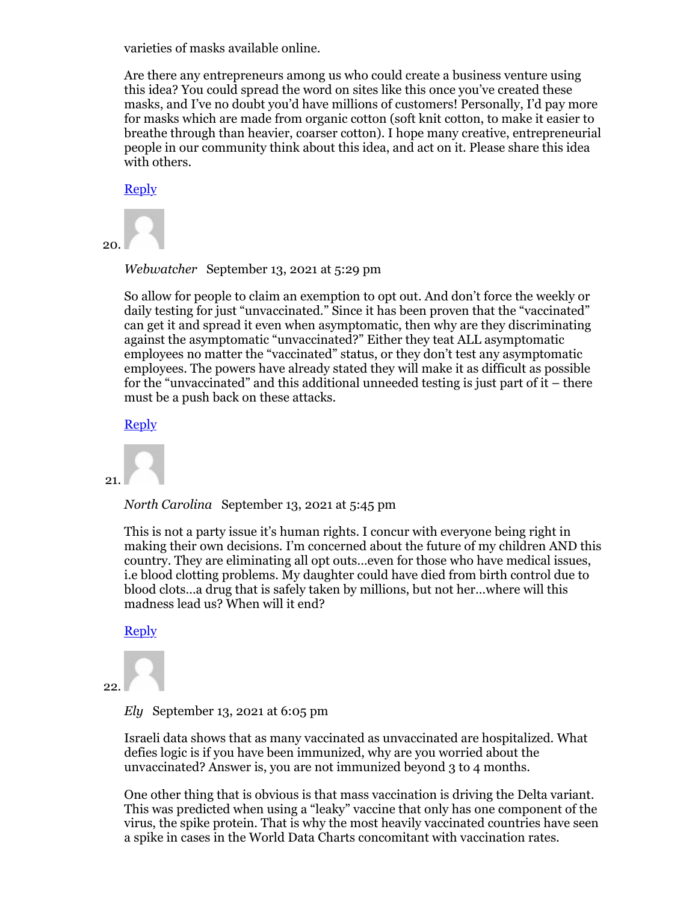varieties of masks available online.

Are there any entrepreneurs among us who could create a business venture using this idea? You could spread the word on sites like this once you've created these masks, and I've no doubt you'd have millions of customers! Personally, I'd pay more for masks which are made from organic cotton (soft knit cotton, to make it easier to breathe through than heavier, coarser cotton). I hope many creative, entrepreneurial people in our community think about this idea, and act on it. Please share this idea with others.

Reply

20. *Webwatcher* September 13, 2021 at 5:29 pm

So allow for people to claim an exemption to opt out. And don't force the weekly or daily testing for just "unvaccinated." Since it has been proven that the "vaccinated" can get it and spread it even when asymptomatic, then why are they discriminating against the asymptomatic "unvaccinated?" Either they teat ALL asymptomatic employees no matter the "vaccinated" status, or they don't test any asymptomatic employees. The powers have already stated they will make it as difficult as possible for the "unvaccinated" and this additional unneeded testing is just part of it – there must be a push back on these attacks.

Reply

21. *North Carolina* September 13, 2021 at 5:45 pm

This is not a party issue it's human rights. I concur with everyone being right in making their own decisions. I'm concerned about the future of my children AND this country. They are eliminating all opt outs…even for those who have medical issues, i.e blood clotting problems. My daughter could have died from birth control due to blood clots…a drug that is safely taken by millions, but not her…where will this madness lead us? When will it end?

Reply

22. *Ely* September 13, 2021 at 6:05 pm

Israeli data shows that as many vaccinated as unvaccinated are hospitalized. What defies logic is if you have been immunized, why are you worried about the unvaccinated? Answer is, you are not immunized beyond 3 to 4 months.

One other thing that is obvious is that mass vaccination is driving the Delta variant. This was predicted when using a "leaky" vaccine that only has one component of the virus, the spike protein. That is why the most heavily vaccinated countries have seen a spike in cases in the World Data Charts concomitant with vaccination rates.